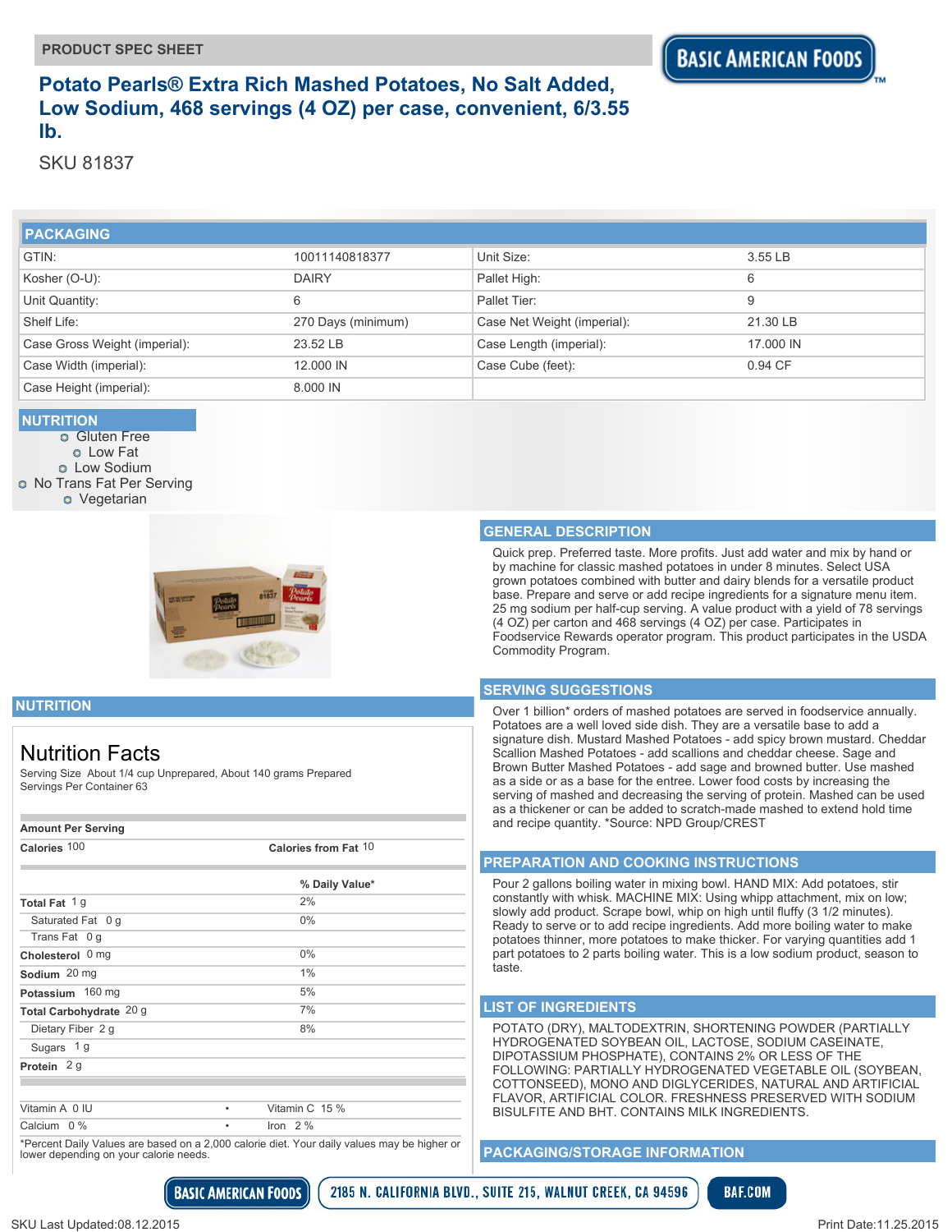PRODUCT SPEC SHEET

# Potato Pearls® Extra Rich Mashed Potatoes, No Salt Added, Low Sodium, 468 servings (4 OZ) per case, convenient, 6/3.55 lb.

SKU 81837

## PACKAGING

| | | | |
|---|---|---|---|
| GTIN: | 10011140818377 | Unit Size: | 3.55 LB |
| Kosher (O-U): | DAIRY | Pallet High: | 6 |
| Unit Quantity: | 6 | Pallet Tier: | 9 |
| Shelf Life: | 270 Days (minimum) | Case Net Weight (imperial): | 21.30 LB |
| Case Gross Weight (imperial): | 23.52 LB | Case Length (imperial): | 17.000 IN |
| Case Width (imperial): | 12.000 IN | Case Cube (feet): | 0.94 CF |
| Case Height (imperial): | 8.000 IN | | |

## NUTRITION

- Gluten Free
- Low Fat
- Low Sodium
- No Trans Fat Per Serving
- Vegetarian

## GENERAL DESCRIPTION

Quick prep. Preferred taste. More profits. Just add water and mix by hand or by machine for classic mashed potatoes in under 8 minutes. Select USA grown potatoes combined with butter and dairy blends for a versatile product base. Prepare and serve or add recipe ingredients for a signature menu item. 25 mg sodium per half-cup serving. A value product with a yield of 78 servings (4 OZ) per carton and 468 servings (4 OZ) per case. Participates in Foodservice Rewards operator program. This product participates in the USDA Commodity Program.

## NUTRITION

### Nutrition Facts

Serving Size About 1/4 cup Unprepared, About 140 grams Prepared
Servings Per Container 63

**Amount Per Serving**

**Calories** 100 | **Calories from Fat** 10

| | % Daily Value* |
|---|---|
| **Total Fat** 1 g | 2% |
| Saturated Fat 0 g | 0% |
| Trans Fat 0 g | |
| **Cholesterol** 0 mg | 0% |
| **Sodium** 20 mg | 1% |
| **Potassium** 160 mg | 5% |
| **Total Carbohydrate** 20 g | 7% |
| Dietary Fiber 2 g | 8% |
| Sugars 1 g | |
| **Protein** 2 g | |

| | |
|---|---|
| Vitamin A 0 IU | Vitamin C 15 % |
| Calcium 0 % | Iron 2 % |

*Percent Daily Values are based on a 2,000 calorie diet. Your daily values may be higher or lower depending on your calorie needs.

## SERVING SUGGESTIONS

Over 1 billion* orders of mashed potatoes are served in foodservice annually. Potatoes are a well loved side dish. They are a versatile base to add a signature dish. Mustard Mashed Potatoes - add spicy brown mustard. Cheddar Scallion Mashed Potatoes - add scallions and cheddar cheese. Sage and Brown Butter Mashed Potatoes - add sage and browned butter. Use mashed as a side or as a base for the entree. Lower food costs by increasing the serving of mashed and decreasing the serving of protein. Mashed can be used as a thickener or can be added to scratch-made mashed to extend hold time and recipe quantity. *Source: NPD Group/CREST

## PREPARATION AND COOKING INSTRUCTIONS

Pour 2 gallons boiling water in mixing bowl. HAND MIX: Add potatoes, stir constantly with whisk. MACHINE MIX: Using whipp attachment, mix on low; slowly add product. Scrape bowl, whip on high until fluffy (3 1/2 minutes). Ready to serve or to add recipe ingredients. Add more boiling water to make potatoes thinner, more potatoes to make thicker. For varying quantities add 1 part potatoes to 2 parts boiling water. This is a low sodium product, season to taste.

## LIST OF INGREDIENTS

POTATO (DRY), MALTODEXTRIN, SHORTENING POWDER (PARTIALLY HYDROGENATED SOYBEAN OIL, LACTOSE, SODIUM CASEINATE, DIPOTASSIUM PHOSPHATE), CONTAINS 2% OR LESS OF THE FOLLOWING: PARTIALLY HYDROGENATED VEGETABLE OIL (SOYBEAN, COTTONSEED), MONO AND DIGLYCERIDES, NATURAL AND ARTIFICIAL FLAVOR, ARTIFICIAL COLOR. FRESHNESS PRESERVED WITH SODIUM BISULFITE AND BHT. CONTAINS MILK INGREDIENTS.

## PACKAGING/STORAGE INFORMATION

BASIC AMERICAN FOODS | 2185 N. CALIFORNIA BLVD., SUITE 215, WALNUT CREEK, CA 94596 | BAF.COM

SKU Last Updated:08.12.2015 | Print Date:11.25.2015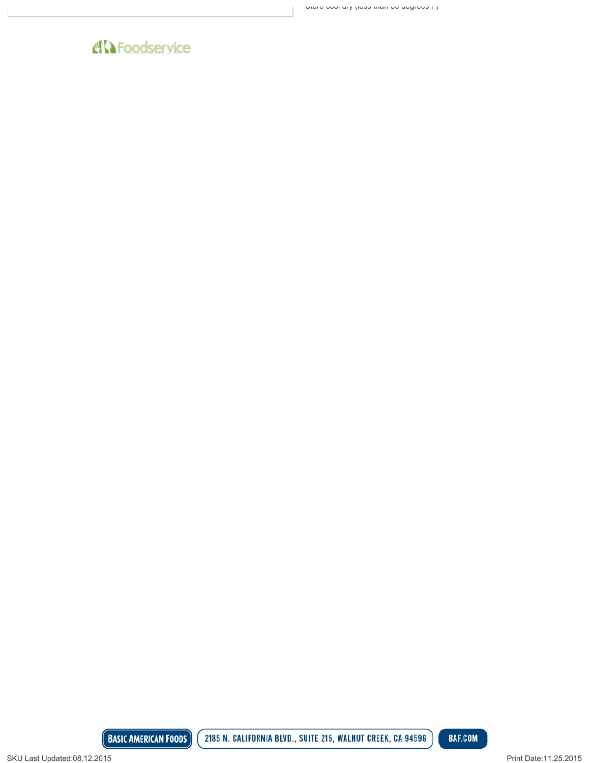Store cool dry (less than 80 degrees F)

Foodservice

BASIC AMERICAN FOODS

2185 N. CALIFORNIA BLVD., SUITE 215, WALNUT CREEK, CA 94596

BAF.COM

SKU Last Updated:08.12.2015

Print Date:11.25.2015